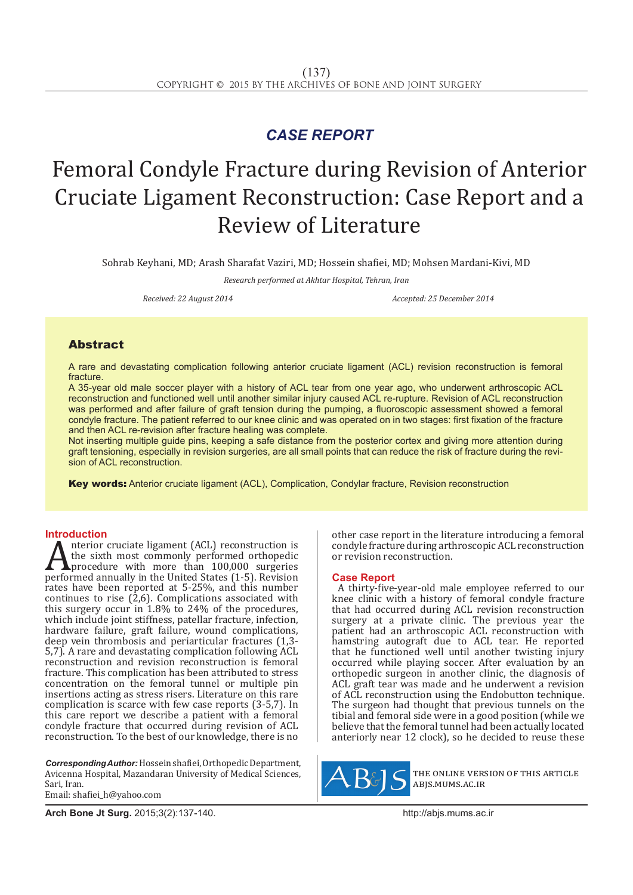*CASE REPORT*

# Femoral Condyle Fracture during Revision of Anterior Cruciate Ligament Reconstruction: Case Report and a Review of Literature

Sohrab Keyhani, MD; Arash Sharafat Vaziri, MD; Hossein shafiei, MD; Mohsen Mardani-Kivi, MD

*Research performed at Akhtar Hospital, Tehran, Iran*

*Received: 22 August 2014* *Accepted: 25 December 2014*

## Abstract

A rare and devastating complication following anterior cruciate ligament (ACL) revision reconstruction is femoral fracture.

A 35-year old male soccer player with a history of ACL tear from one year ago, who underwent arthroscopic ACL reconstruction and functioned well until another similar injury caused ACL re-rupture. Revision of ACL reconstruction was performed and after failure of graft tension during the pumping, a fluoroscopic assessment showed a femoral condyle fracture. The patient referred to our knee clinic and was operated on in two stages: first fixation of the fracture and then ACL re-revision after fracture healing was complete.

Not inserting multiple guide pins, keeping a safe distance from the posterior cortex and giving more attention during graft tensioning, especially in revision surgeries, are all small points that can reduce the risk of fracture during the revision of ACL reconstruction.

**Key words:** Anterior cruciate ligament (ACL), Complication, Condylar fracture, Revision reconstruction

## Introduction

Anterior cruciate ligament (ACL) reconstruction is the sixth most commonly performed orthopedic procedure with more than 100,000 surgeries performed annually in the United States (1-5). Revision rates have been reported at 5-25%, and this number continues to rise (2,6). Complications associated with this surgery occur in 1.8% to 24% of the procedures, which include joint stiffness, patellar fracture, infection, hardware failure, graft failure, wound complications, deep vein thrombosis and periarticular fractures (1,3-5,7). A rare and devastating complication following ACL reconstruction and revision reconstruction is femoral fracture. This complication has been attributed to stress concentration on the femoral tunnel or multiple pin insertions acting as stress risers. Literature on this rare complication is scarce with few case reports (3-5,7). In this care report we describe a patient with a femoral condyle fracture that occurred during revision of ACL reconstruction. To the best of our knowledge, there is no other case report in the literature introducing a femoral condyle fracture during arthroscopic ACL reconstruction or revision reconstruction.

## Case Report

A thirty-five-year-old male employee referred to our knee clinic with a history of femoral condyle fracture that had occurred during ACL revision reconstruction surgery at a private clinic. The previous year the patient had an arthroscopic ACL reconstruction with hamstring autograft due to ACL tear. He reported that he functioned well until another twisting injury occurred while playing soccer. After evaluation by an orthopedic surgeon in another clinic, the diagnosis of ACL graft tear was made and he underwent a revision of ACL reconstruction using the Endobutton technique. The surgeon had thought that previous tunnels on the tibial and femoral side were in a good position (while we believe that the femoral tunnel had been actually located anteriorly near 12 clock), so he decided to reuse these

***Corresponding Author:*** Hossein shafiei, Orthopedic Department, Avicenna Hospital, Mazandaran University of Medical Sciences, Sari, Iran.
Email: shafiei_h@yahoo.com

THE ONLINE VERSION OF THIS ARTICLE ABJS.MUMS.AC.IR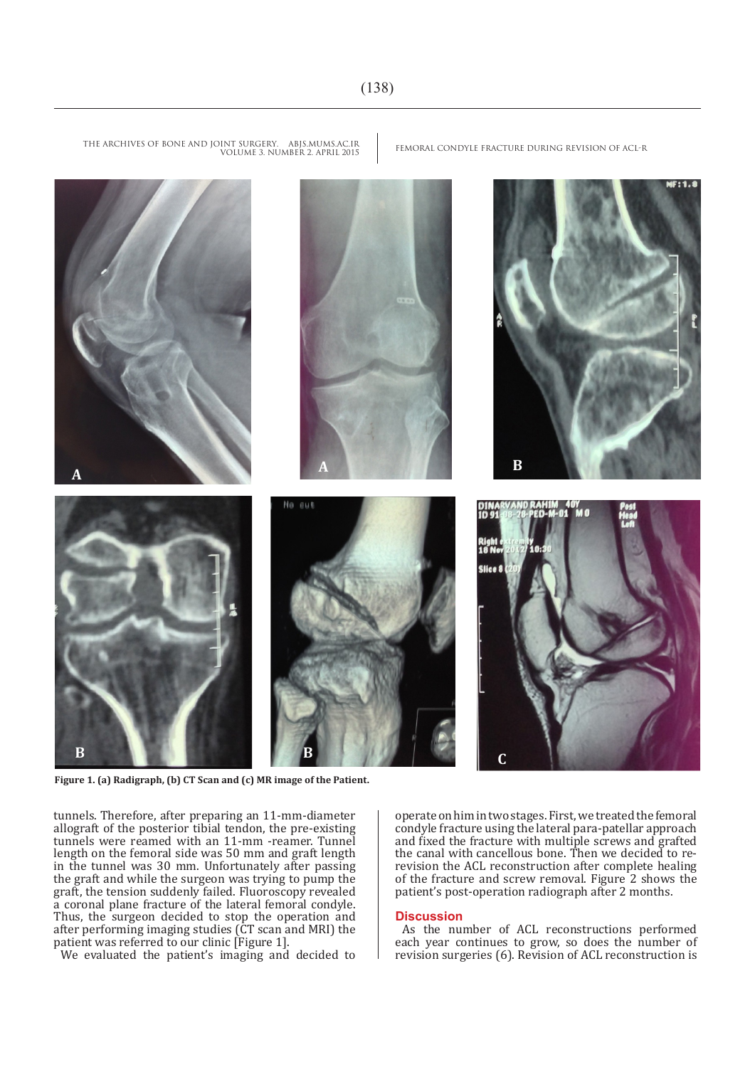Figure 1. (a) Radiograph, (b) CT Scan and (c) MR image of the Patient.

tunnels. Therefore, after preparing an 11-mm-diameter allograft of the posterior tibial tendon, the pre-existing tunnels were reamed with an 11-mm -reamer. Tunnel length on the femoral side was 50 mm and graft length in the tunnel was 30 mm. Unfortunately after passing the graft and while the surgeon was trying to pump the graft, the tension suddenly failed. Fluoroscopy revealed a coronal plane fracture of the lateral femoral condyle. Thus, the surgeon decided to stop the operation and after performing imaging studies (CT scan and MRI) the patient was referred to our clinic [Figure 1].

We evaluated the patient's imaging and decided to operate on him in two stages. First, we treated the femoral condyle fracture using the lateral para-patellar approach and fixed the fracture with multiple screws and grafted the canal with cancellous bone. Then we decided to re-revision the ACL reconstruction after complete healing of the fracture and screw removal. Figure 2 shows the patient's post-operation radiograph after 2 months.

## Discussion

As the number of ACL reconstructions performed each year continues to grow, so does the number of revision surgeries (6). Revision of ACL reconstruction is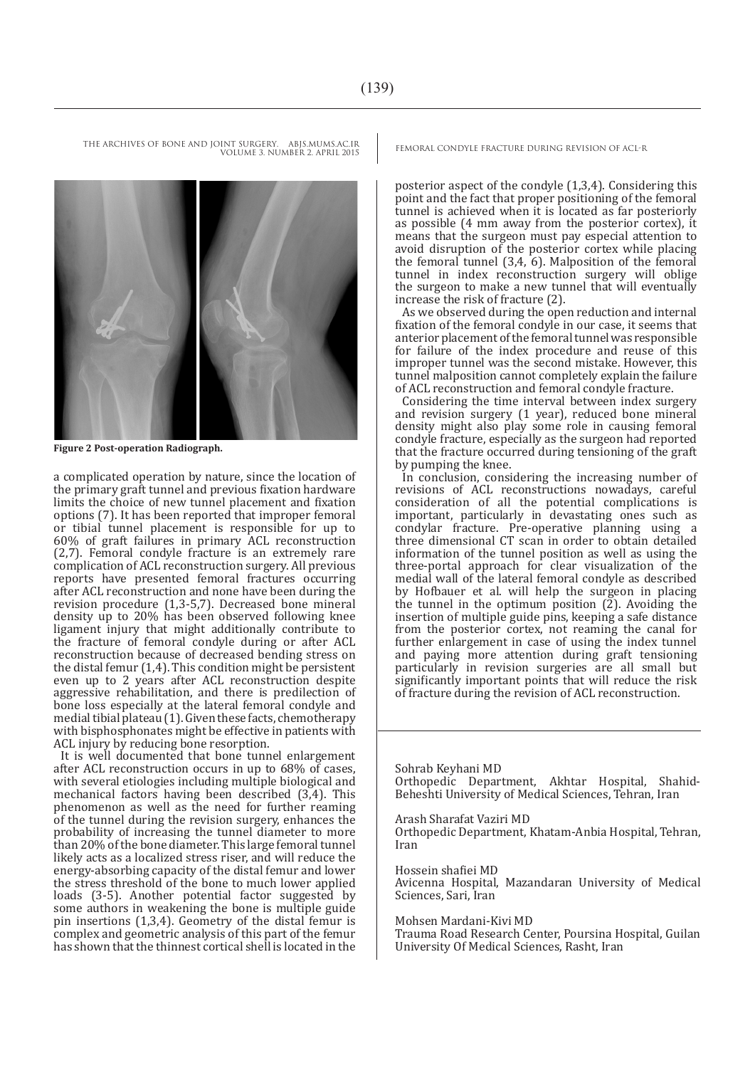Figure 2 Post-operation Radiograph.

a complicated operation by nature, since the location of the primary graft tunnel and previous fixation hardware limits the choice of new tunnel placement and fixation options (7). It has been reported that improper femoral or tibial tunnel placement is responsible for up to 60% of graft failures in primary ACL reconstruction (2,7). Femoral condyle fracture is an extremely rare complication of ACL reconstruction surgery. All previous reports have presented femoral fractures occurring after ACL reconstruction and none have been during the revision procedure (1,3-5,7). Decreased bone mineral density up to 20% has been observed following knee ligament injury that might additionally contribute to the fracture of femoral condyle during or after ACL reconstruction because of decreased bending stress on the distal femur (1,4). This condition might be persistent even up to 2 years after ACL reconstruction despite aggressive rehabilitation, and there is predilection of bone loss especially at the lateral femoral condyle and medial tibial plateau (1). Given these facts, chemotherapy with bisphosphonates might be effective in patients with ACL injury by reducing bone resorption.

It is well documented that bone tunnel enlargement after ACL reconstruction occurs in up to 68% of cases, with several etiologies including multiple biological and mechanical factors having been described (3,4). This phenomenon as well as the need for further reaming of the tunnel during the revision surgery, enhances the probability of increasing the tunnel diameter to more than 20% of the bone diameter. This large femoral tunnel likely acts as a localized stress riser, and will reduce the energy-absorbing capacity of the distal femur and lower the stress threshold of the bone to much lower applied loads (3-5). Another potential factor suggested by some authors in weakening the bone is multiple guide pin insertions (1,3,4). Geometry of the distal femur is complex and geometric analysis of this part of the femur has shown that the thinnest cortical shell is located in the posterior aspect of the condyle (1,3,4). Considering this point and the fact that proper positioning of the femoral tunnel is achieved when it is located as far posteriorly as possible (4 mm away from the posterior cortex), it means that the surgeon must pay especial attention to avoid disruption of the posterior cortex while placing the femoral tunnel (3,4, 6). Malposition of the femoral tunnel in index reconstruction surgery will oblige the surgeon to make a new tunnel that will eventually increase the risk of fracture (2).

As we observed during the open reduction and internal fixation of the femoral condyle in our case, it seems that anterior placement of the femoral tunnel was responsible for failure of the index procedure and reuse of this improper tunnel was the second mistake. However, this tunnel malposition cannot completely explain the failure of ACL reconstruction and femoral condyle fracture.

Considering the time interval between index surgery and revision surgery (1 year), reduced bone mineral density might also play some role in causing femoral condyle fracture, especially as the surgeon had reported that the fracture occurred during tensioning of the graft by pumping the knee.

In conclusion, considering the increasing number of revisions of ACL reconstructions nowadays, careful consideration of all the potential complications is important, particularly in devastating ones such as condylar fracture. Pre-operative planning using a three dimensional CT scan in order to obtain detailed information of the tunnel position as well as using the three-portal approach for clear visualization of the medial wall of the lateral femoral condyle as described by Hofbauer et al. will help the surgeon in placing the tunnel in the optimum position (2). Avoiding the insertion of multiple guide pins, keeping a safe distance from the posterior cortex, not reaming the canal for further enlargement in case of using the index tunnel and paying more attention during graft tensioning particularly in revision surgeries are all small but significantly important points that will reduce the risk of fracture during the revision of ACL reconstruction.

Sohrab Keyhani MD
Orthopedic Department, Akhtar Hospital, Shahid-Beheshti University of Medical Sciences, Tehran, Iran

Arash Sharafat Vaziri MD
Orthopedic Department, Khatam-Anbia Hospital, Tehran, Iran

Hossein shafiei MD
Avicenna Hospital, Mazandaran University of Medical Sciences, Sari, Iran

Mohsen Mardani-Kivi MD
Trauma Road Research Center, Poursina Hospital, Guilan University Of Medical Sciences, Rasht, Iran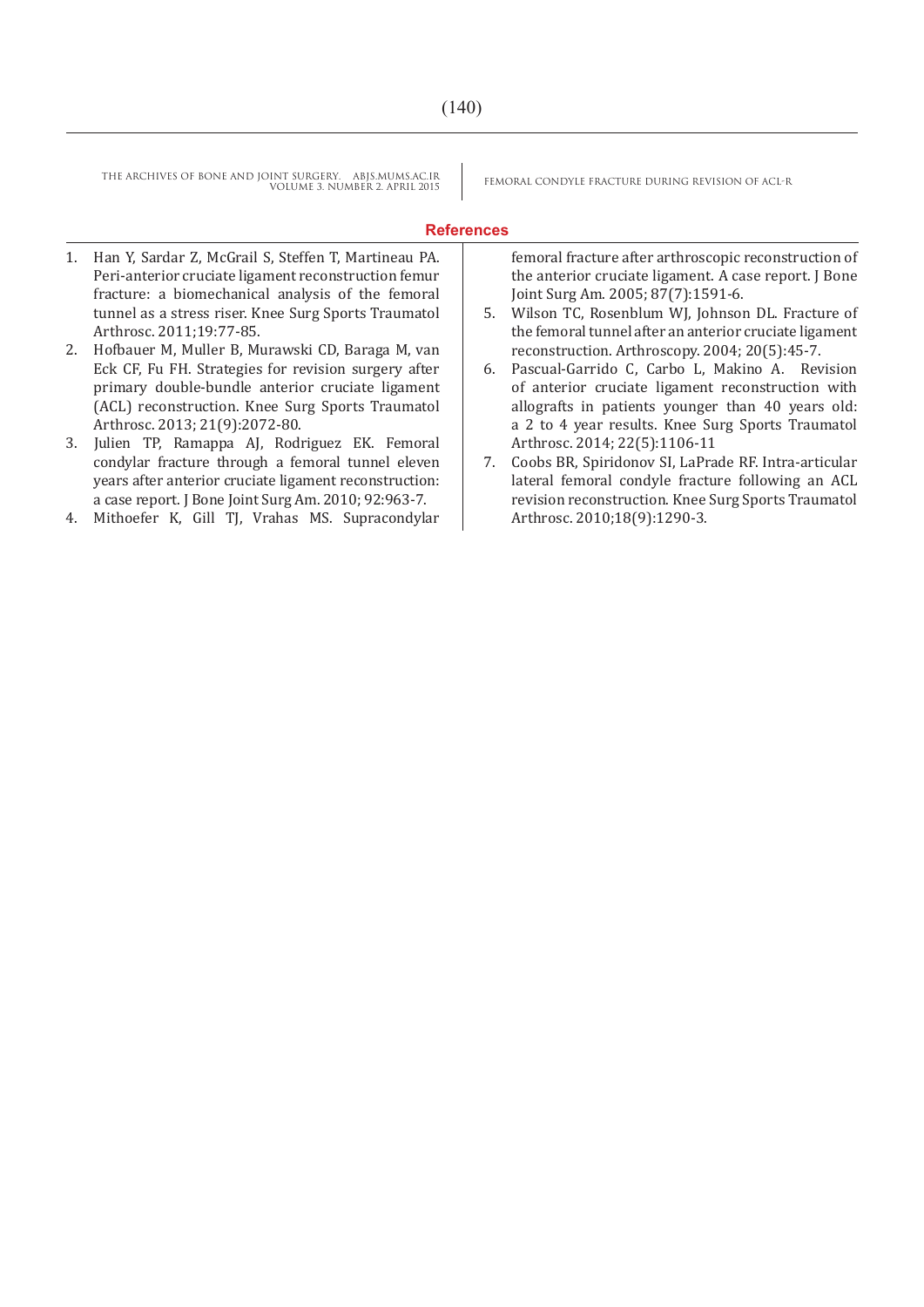## References

1. Han Y, Sardar Z, McGrail S, Steffen T, Martineau PA. Peri-anterior cruciate ligament reconstruction femur fracture: a biomechanical analysis of the femoral tunnel as a stress riser. Knee Surg Sports Traumatol Arthrosc. 2011;19:77-85.
2. Hofbauer M, Muller B, Murawski CD, Baraga M, van Eck CF, Fu FH. Strategies for revision surgery after primary double-bundle anterior cruciate ligament (ACL) reconstruction. Knee Surg Sports Traumatol Arthrosc. 2013; 21(9):2072-80.
3. Julien TP, Ramappa AJ, Rodriguez EK. Femoral condylar fracture through a femoral tunnel eleven years after anterior cruciate ligament reconstruction: a case report. J Bone Joint Surg Am. 2010; 92:963-7.
4. Mithoefer K, Gill TJ, Vrahas MS. Supracondylar femoral fracture after arthroscopic reconstruction of the anterior cruciate ligament. A case report. J Bone Joint Surg Am. 2005; 87(7):1591-6.
5. Wilson TC, Rosenblum WJ, Johnson DL. Fracture of the femoral tunnel after an anterior cruciate ligament reconstruction. Arthroscopy. 2004; 20(5):45-7.
6. Pascual-Garrido C, Carbo L, Makino A. Revision of anterior cruciate ligament reconstruction with allografts in patients younger than 40 years old: a 2 to 4 year results. Knee Surg Sports Traumatol Arthrosc. 2014; 22(5):1106-11
7. Coobs BR, Spiridonov SI, LaPrade RF. Intra-articular lateral femoral condyle fracture following an ACL revision reconstruction. Knee Surg Sports Traumatol Arthrosc. 2010;18(9):1290-3.